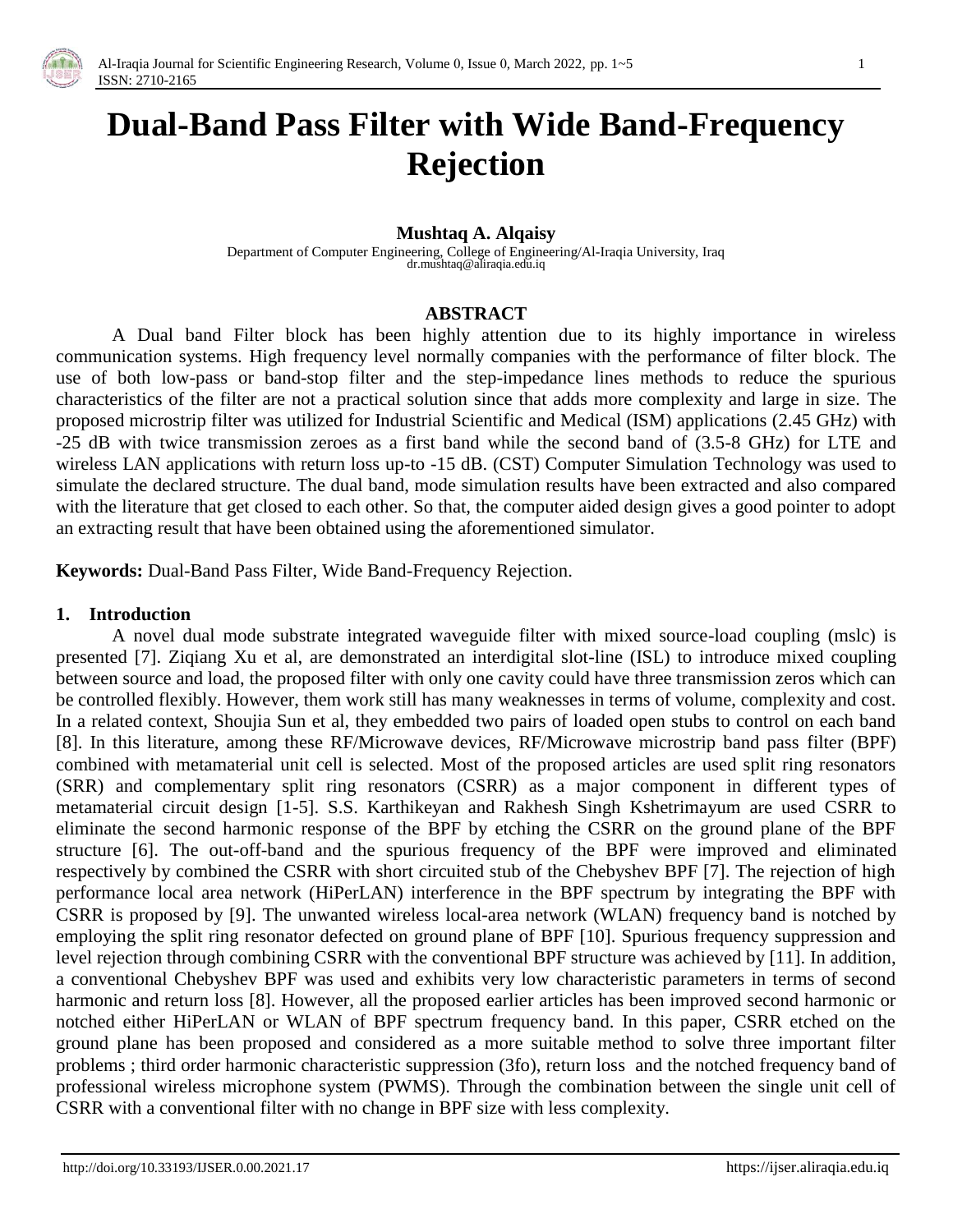# Dual-Band Pass Filter with Wide Band-Frequency Rejection

**Mushtaq A. Alqaisy**

Department of Computer Engineering, College of Engineering/Al-Iraqia University, Iraq
dr.mushtaq@aliraqia.edu.iq

## ABSTRACT

A Dual band Filter block has been highly attention due to its highly importance in wireless communication systems. High frequency level normally companies with the performance of filter block. The use of both low-pass or band-stop filter and the step-impedance lines methods to reduce the spurious characteristics of the filter are not a practical solution since that adds more complexity and large in size. The proposed microstrip filter was utilized for Industrial Scientific and Medical (ISM) applications (2.45 GHz) with -25 dB with twice transmission zeroes as a first band while the second band of (3.5-8 GHz) for LTE and wireless LAN applications with return loss up-to -15 dB. (CST) Computer Simulation Technology was used to simulate the declared structure. The dual band, mode simulation results have been extracted and also compared with the literature that get closed to each other. So that, the computer aided design gives a good pointer to adopt an extracting result that have been obtained using the aforementioned simulator.

**Keywords:** Dual-Band Pass Filter, Wide Band-Frequency Rejection.

## 1. Introduction

A novel dual mode substrate integrated waveguide filter with mixed source-load coupling (mslc) is presented [7]. Ziqiang Xu et al, are demonstrated an interdigital slot-line (ISL) to introduce mixed coupling between source and load, the proposed filter with only one cavity could have three transmission zeros which can be controlled flexibly. However, them work still has many weaknesses in terms of volume, complexity and cost. In a related context, Shoujia Sun et al, they embedded two pairs of loaded open stubs to control on each band [8]. In this literature, among these RF/Microwave devices, RF/Microwave microstrip band pass filter (BPF) combined with metamaterial unit cell is selected. Most of the proposed articles are used split ring resonators (SRR) and complementary split ring resonators (CSRR) as a major component in different types of metamaterial circuit design [1-5]. S.S. Karthikeyan and Rakhesh Singh Kshetrimayum are used CSRR to eliminate the second harmonic response of the BPF by etching the CSRR on the ground plane of the BPF structure [6]. The out-off-band and the spurious frequency of the BPF were improved and eliminated respectively by combined the CSRR with short circuited stub of the Chebyshev BPF [7]. The rejection of high performance local area network (HiPerLAN) interference in the BPF spectrum by integrating the BPF with CSRR is proposed by [9]. The unwanted wireless local-area network (WLAN) frequency band is notched by employing the split ring resonator defected on ground plane of BPF [10]. Spurious frequency suppression and level rejection through combining CSRR with the conventional BPF structure was achieved by [11]. In addition, a conventional Chebyshev BPF was used and exhibits very low characteristic parameters in terms of second harmonic and return loss [8]. However, all the proposed earlier articles has been improved second harmonic or notched either HiPerLAN or WLAN of BPF spectrum frequency band. In this paper, CSRR etched on the ground plane has been proposed and considered as a more suitable method to solve three important filter problems ; third order harmonic characteristic suppression (3fo), return loss and the notched frequency band of professional wireless microphone system (PWMS). Through the combination between the single unit cell of CSRR with a conventional filter with no change in BPF size with less complexity.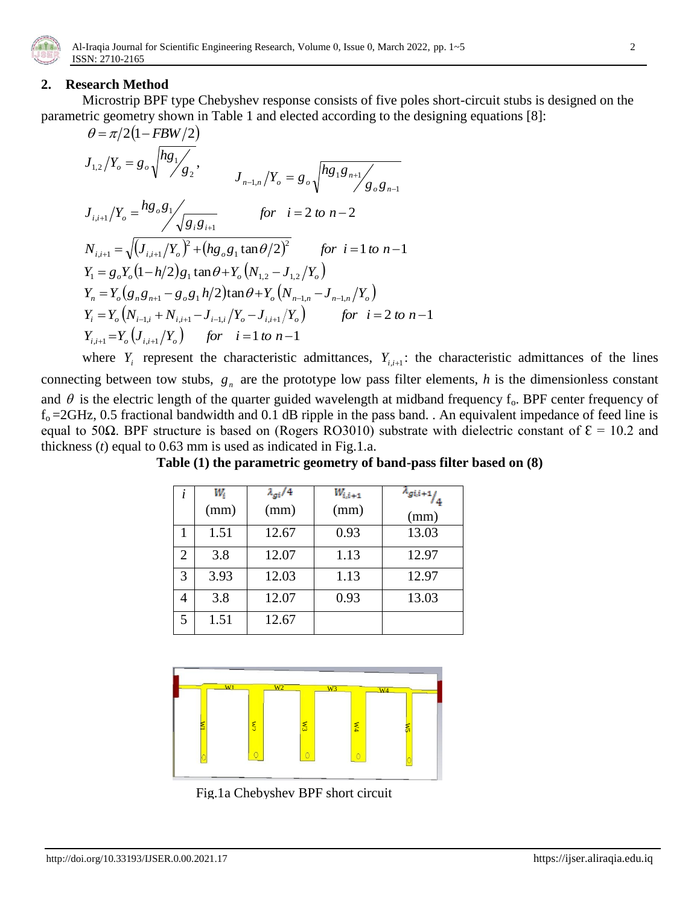## 2. Research Method

Microstrip BPF type Chebyshev response consists of five poles short-circuit stubs is designed on the parametric geometry shown in Table 1 and elected according to the designing equations [8]:

$$\theta = \pi/2(1 - FBW/2)$$

$$J_{1,2}/Y_o = g_o\sqrt{hg_1/g_2}, \qquad J_{n-1,n}/Y_o = g_o\sqrt{hg_1 g_{n+1}/g_o g_{n-1}}$$

$$J_{i,i+1}/Y_o = hg_o g_1/\sqrt{g_i g_{i+1}} \qquad for \quad i = 2 \; to \; n-2$$

$$N_{i,i+1} = \sqrt{(J_{i,i+1}/Y_o)^2 + (hg_o g_1 \tan\theta/2)^2} \qquad for \;\; i = 1 \; to \; n-1$$

$$Y_1 = g_o Y_o(1 - h/2)g_1 \tan\theta + Y_o(N_{1,2} - J_{1,2}/Y_o)$$

$$Y_n = Y_o(g_n g_{n+1} - g_o g_1 h/2)\tan\theta + Y_o(N_{n-1,n} - J_{n-1,n}/Y_o)$$

$$Y_i = Y_o(N_{i-1,i} + N_{i,i+1} - J_{i-1,i}/Y_o - J_{i,i+1}/Y_o) \qquad for \quad i = 2 \; to \; n-1$$

$$Y_{i,i+1} = Y_o(J_{i,i+1}/Y_o) \qquad for \quad i = 1 \; to \; n-1$$

where $Y_i$ represent the characteristic admittances, $Y_{i,i+1}$: the characteristic admittances of the lines connecting between tow stubs, $g_n$ are the prototype low pass filter elements, *h* is the dimensionless constant and $\theta$ is the electric length of the quarter guided wavelength at midband frequency $f_o$. BPF center frequency of $f_o$ =2GHz, 0.5 fractional bandwidth and 0.1 dB ripple in the pass band. . An equivalent impedance of feed line is equal to 50Ω. BPF structure is based on (Rogers RO3010) substrate with dielectric constant of $\mathcal{E}$ = 10.2 and thickness (*t*) equal to 0.63 mm is used as indicated in Fig.1.a.

**Table (1) the parametric geometry of band-pass filter based on (8)**

| $i$ | $W_i$ (mm) | $\lambda_{gi}/4$ (mm) | $W_{i,i+1}$ (mm) | $\lambda_{gi,i+1}/4$ (mm) |
|---|---|---|---|---|
| 1 | 1.51 | 12.67 | 0.93 | 13.03 |
| 2 | 3.8 | 12.07 | 1.13 | 12.97 |
| 3 | 3.93 | 12.03 | 1.13 | 12.97 |
| 4 | 3.8 | 12.07 | 0.93 | 13.03 |
| 5 | 1.51 | 12.67 | | |

Fig.1a Chebyshev BPF short circuit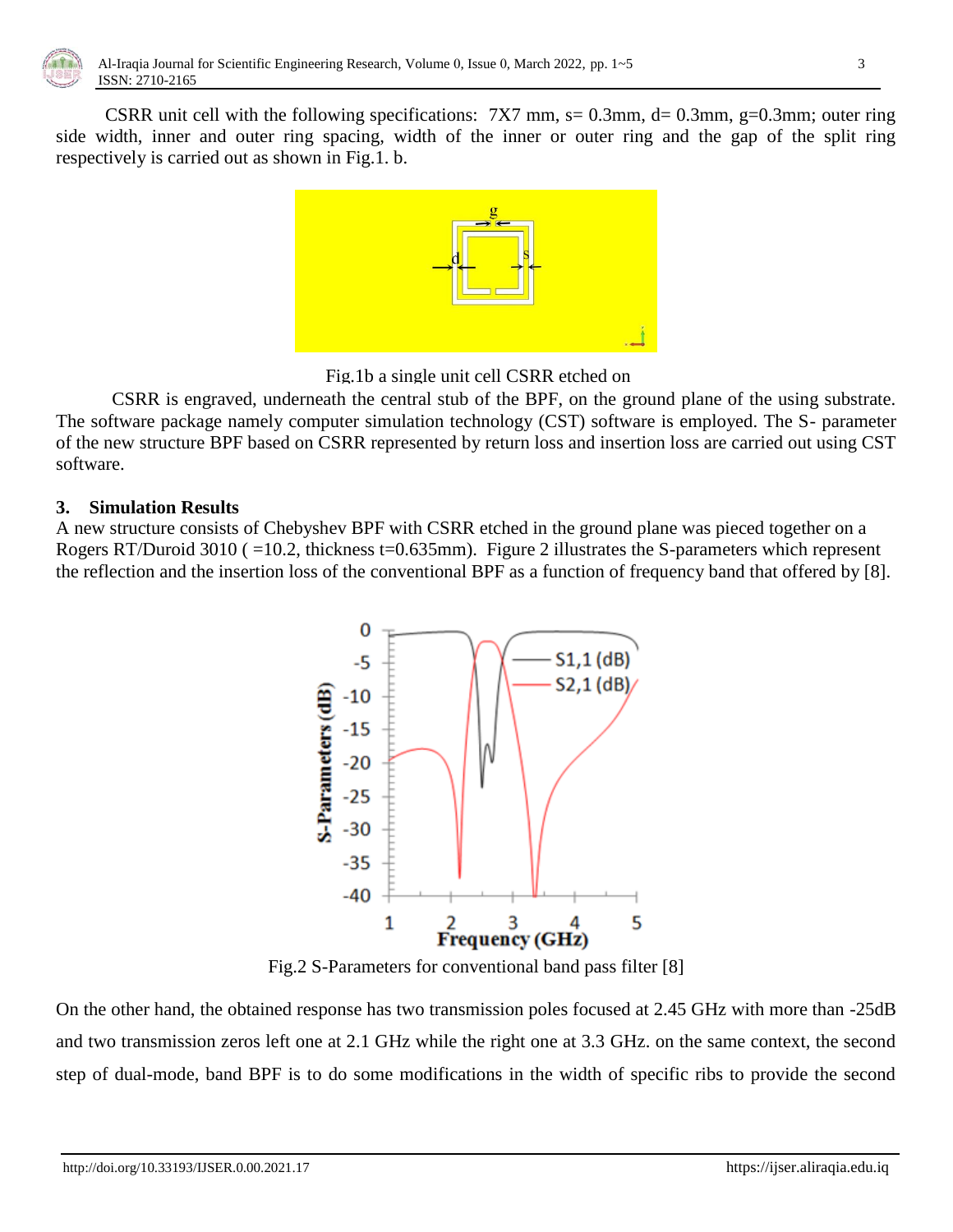CSRR unit cell with the following specifications: 7X7 mm, s= 0.3mm, d= 0.3mm, g=0.3mm; outer ring side width, inner and outer ring spacing, width of the inner or outer ring and the gap of the split ring respectively is carried out as shown in Fig.1. b.

Fig.1b a single unit cell CSRR etched on

CSRR is engraved, underneath the central stub of the BPF, on the ground plane of the using substrate. The software package namely computer simulation technology (CST) software is employed. The S- parameter of the new structure BPF based on CSRR represented by return loss and insertion loss are carried out using CST software.

## 3. Simulation Results

A new structure consists of Chebyshev BPF with CSRR etched in the ground plane was pieced together on a Rogers RT/Duroid 3010 ( =10.2, thickness t=0.635mm). Figure 2 illustrates the S-parameters which represent the reflection and the insertion loss of the conventional BPF as a function of frequency band that offered by [8].

Fig.2 S-Parameters for conventional band pass filter [8]

On the other hand, the obtained response has two transmission poles focused at 2.45 GHz with more than -25dB and two transmission zeros left one at 2.1 GHz while the right one at 3.3 GHz. on the same context, the second step of dual-mode, band BPF is to do some modifications in the width of specific ribs to provide the second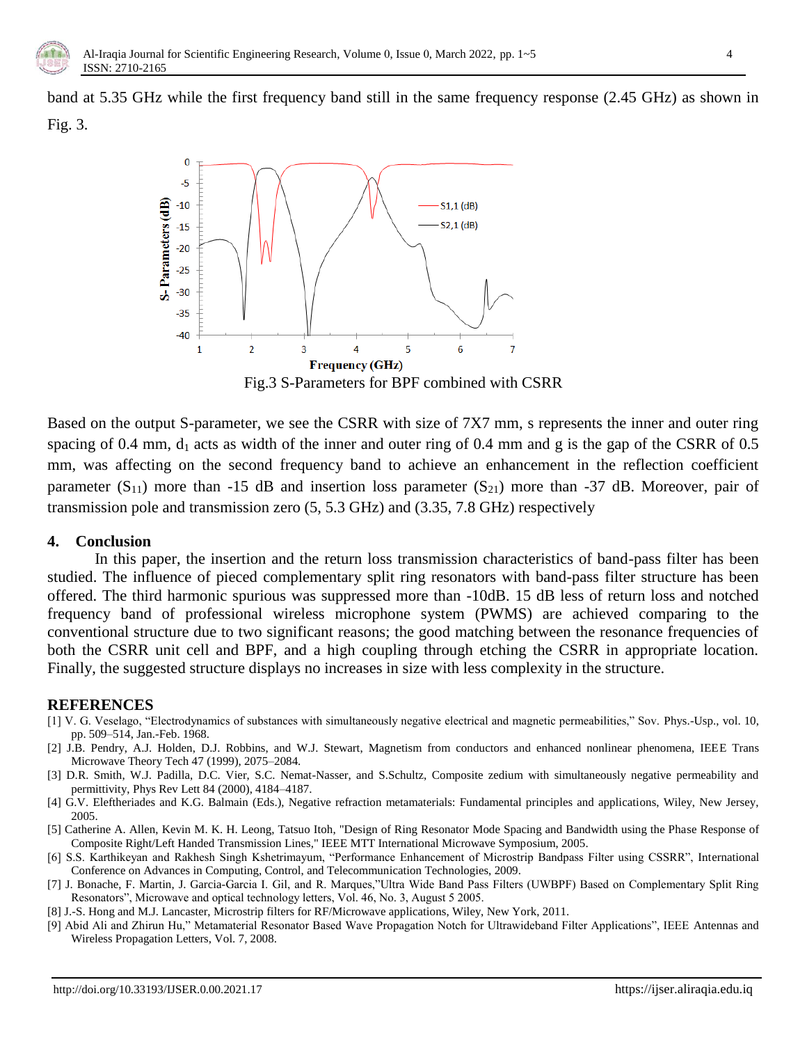band at 5.35 GHz while the first frequency band still in the same frequency response (2.45 GHz) as shown in Fig. 3.

Fig.3 S-Parameters for BPF combined with CSRR

Based on the output S-parameter, we see the CSRR with size of 7X7 mm, s represents the inner and outer ring spacing of 0.4 mm, $d_1$ acts as width of the inner and outer ring of 0.4 mm and g is the gap of the CSRR of 0.5 mm, was affecting on the second frequency band to achieve an enhancement in the reflection coefficient parameter ($S_{11}$) more than -15 dB and insertion loss parameter ($S_{21}$) more than -37 dB. Moreover, pair of transmission pole and transmission zero (5, 5.3 GHz) and (3.35, 7.8 GHz) respectively

## 4. Conclusion

In this paper, the insertion and the return loss transmission characteristics of band-pass filter has been studied. The influence of pieced complementary split ring resonators with band-pass filter structure has been offered. The third harmonic spurious was suppressed more than -10dB. 15 dB less of return loss and notched frequency band of professional wireless microphone system (PWMS) are achieved comparing to the conventional structure due to two significant reasons; the good matching between the resonance frequencies of both the CSRR unit cell and BPF, and a high coupling through etching the CSRR in appropriate location. Finally, the suggested structure displays no increases in size with less complexity in the structure.

## REFERENCES

[1] V. G. Veselago, "Electrodynamics of substances with simultaneously negative electrical and magnetic permeabilities," Sov. Phys.-Usp., vol. 10, pp. 509–514, Jan.-Feb. 1968.

[2] J.B. Pendry, A.J. Holden, D.J. Robbins, and W.J. Stewart, Magnetism from conductors and enhanced nonlinear phenomena, IEEE Trans Microwave Theory Tech 47 (1999), 2075–2084.

[3] D.R. Smith, W.J. Padilla, D.C. Vier, S.C. Nemat-Nasser, and S.Schultz, Composite zedium with simultaneously negative permeability and permittivity, Phys Rev Lett 84 (2000), 4184–4187.

[4] G.V. Eleftheriades and K.G. Balmain (Eds.), Negative refraction metamaterials: Fundamental principles and applications, Wiley, New Jersey, 2005.

[5] Catherine A. Allen, Kevin M. K. H. Leong, Tatsuo Itoh, "Design of Ring Resonator Mode Spacing and Bandwidth using the Phase Response of Composite Right/Left Handed Transmission Lines," IEEE MTT International Microwave Symposium, 2005.

[6] S.S. Karthikeyan and Rakhesh Singh Kshetrimayum, "Performance Enhancement of Microstrip Bandpass Filter using CSSRR", International Conference on Advances in Computing, Control, and Telecommunication Technologies, 2009.

[7] J. Bonache, F. Martin, J. Garcia-Garcia I. Gil, and R. Marques,"Ultra Wide Band Pass Filters (UWBPF) Based on Complementary Split Ring Resonators", Microwave and optical technology letters, Vol. 46, No. 3, August 5 2005.

[8] J.-S. Hong and M.J. Lancaster, Microstrip filters for RF/Microwave applications, Wiley, New York, 2011.

[9] Abid Ali and Zhirun Hu," Metamaterial Resonator Based Wave Propagation Notch for Ultrawideband Filter Applications", IEEE Antennas and Wireless Propagation Letters, Vol. 7, 2008.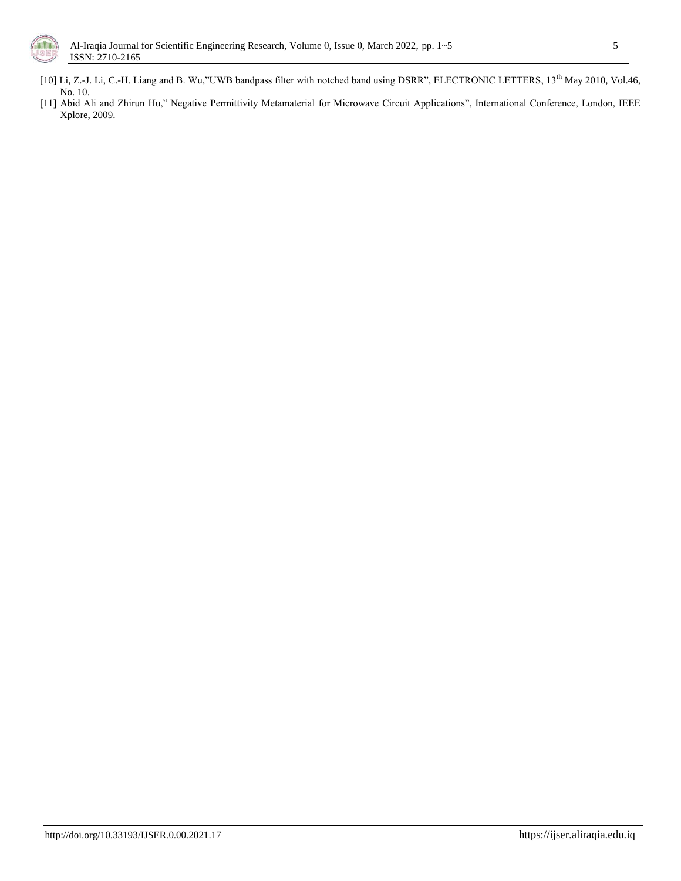[10] Li, Z.-J. Li, C.-H. Liang and B. Wu,"UWB bandpass filter with notched band using DSRR", ELECTRONIC LETTERS, 13th May 2010, Vol.46, No. 10.

[11] Abid Ali and Zhirun Hu," Negative Permittivity Metamaterial for Microwave Circuit Applications", International Conference, London, IEEE Xplore, 2009.